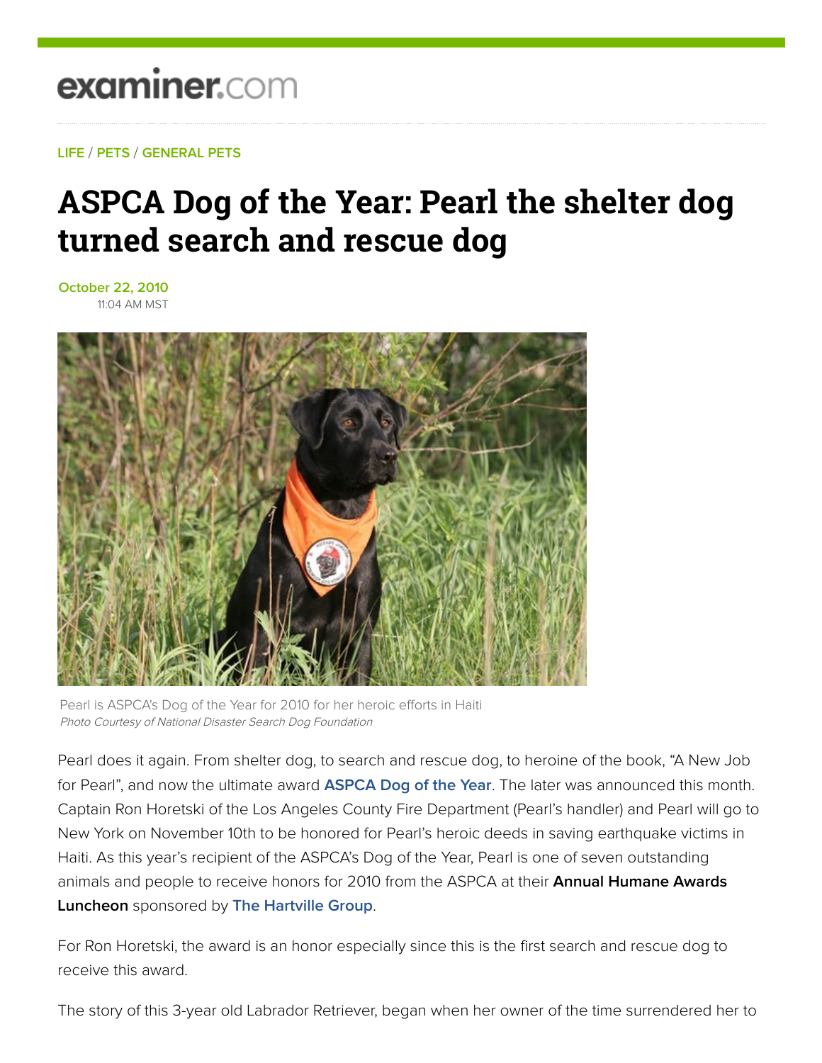examiner.com

LIFE / PETS / GENERAL PETS

# ASPCA Dog of the Year: Pearl the shelter dog turned search and rescue dog

October 22, 2010
11:04 AM MST

Pearl is ASPCA's Dog of the Year for 2010 for her heroic efforts in Haiti
*Photo Courtesy of National Disaster Search Dog Foundation*

Pearl does it again. From shelter dog, to search and rescue dog, to heroine of the book, "A New Job for Pearl", and now the ultimate award **ASPCA Dog of the Year**. The later was announced this month. Captain Ron Horetski of the Los Angeles County Fire Department (Pearl's handler) and Pearl will go to New York on November 10th to be honored for Pearl's heroic deeds in saving earthquake victims in Haiti. As this year's recipient of the ASPCA's Dog of the Year, Pearl is one of seven outstanding animals and people to receive honors for 2010 from the ASPCA at their **Annual Humane Awards Luncheon** sponsored by **The Hartville Group**.

For Ron Horetski, the award is an honor especially since this is the first search and rescue dog to receive this award.

The story of this 3-year old Labrador Retriever, began when her owner of the time surrendered her to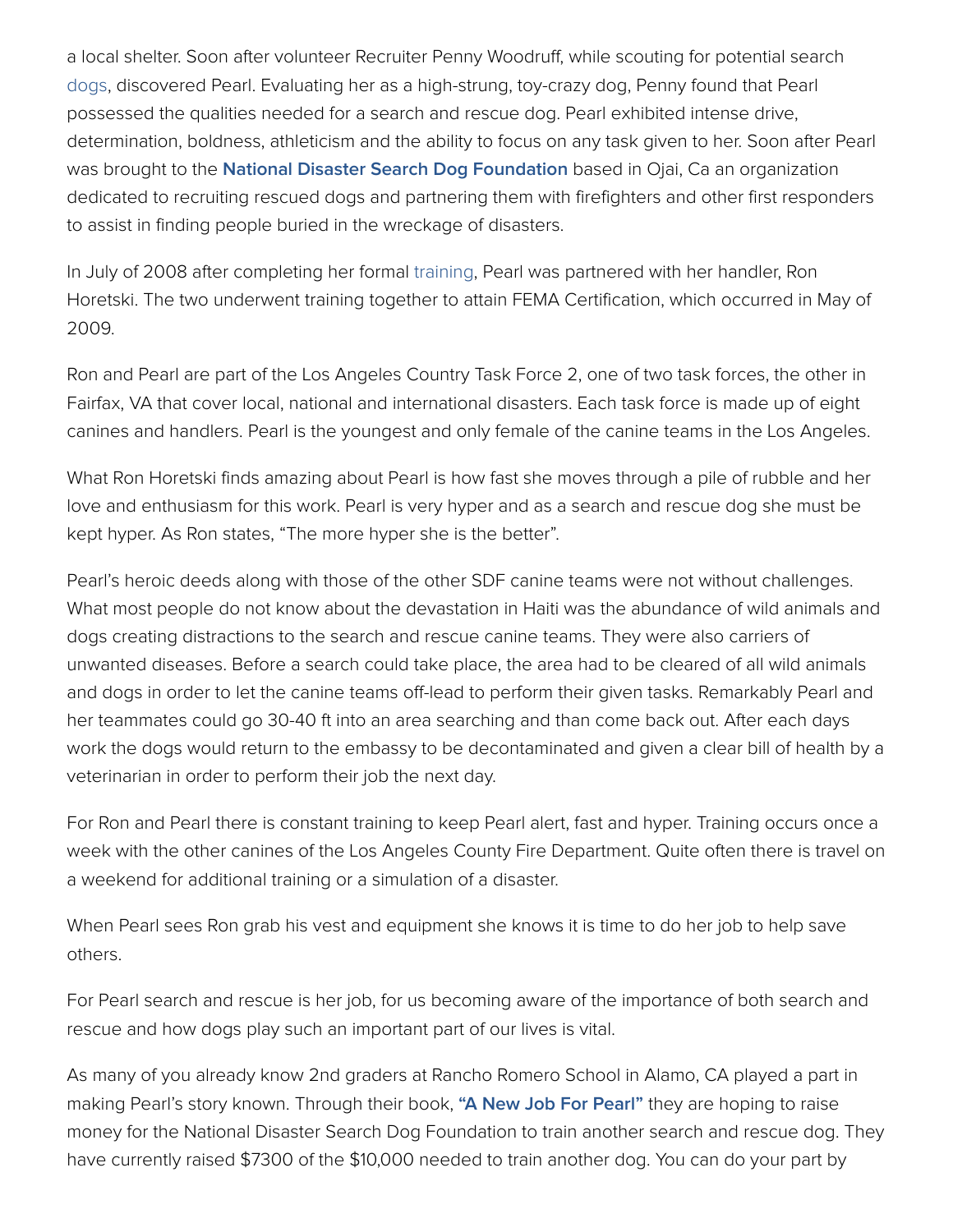a local shelter. Soon after volunteer Recruiter Penny Woodruff, while scouting for potential search dogs, discovered Pearl. Evaluating her as a high-strung, toy-crazy dog, Penny found that Pearl possessed the qualities needed for a search and rescue dog. Pearl exhibited intense drive, determination, boldness, athleticism and the ability to focus on any task given to her. Soon after Pearl was brought to the **National Disaster Search Dog Foundation** based in Ojai, Ca an organization dedicated to recruiting rescued dogs and partnering them with firefighters and other first responders to assist in finding people buried in the wreckage of disasters.

In July of 2008 after completing her formal training, Pearl was partnered with her handler, Ron Horetski. The two underwent training together to attain FEMA Certification, which occurred in May of 2009.

Ron and Pearl are part of the Los Angeles Country Task Force 2, one of two task forces, the other in Fairfax, VA that cover local, national and international disasters. Each task force is made up of eight canines and handlers. Pearl is the youngest and only female of the canine teams in the Los Angeles.

What Ron Horetski finds amazing about Pearl is how fast she moves through a pile of rubble and her love and enthusiasm for this work. Pearl is very hyper and as a search and rescue dog she must be kept hyper. As Ron states, "The more hyper she is the better".

Pearl's heroic deeds along with those of the other SDF canine teams were not without challenges. What most people do not know about the devastation in Haiti was the abundance of wild animals and dogs creating distractions to the search and rescue canine teams. They were also carriers of unwanted diseases. Before a search could take place, the area had to be cleared of all wild animals and dogs in order to let the canine teams off-lead to perform their given tasks. Remarkably Pearl and her teammates could go 30-40 ft into an area searching and than come back out. After each days work the dogs would return to the embassy to be decontaminated and given a clear bill of health by a veterinarian in order to perform their job the next day.

For Ron and Pearl there is constant training to keep Pearl alert, fast and hyper. Training occurs once a week with the other canines of the Los Angeles County Fire Department. Quite often there is travel on a weekend for additional training or a simulation of a disaster.

When Pearl sees Ron grab his vest and equipment she knows it is time to do her job to help save others.

For Pearl search and rescue is her job, for us becoming aware of the importance of both search and rescue and how dogs play such an important part of our lives is vital.

As many of you already know 2nd graders at Rancho Romero School in Alamo, CA played a part in making Pearl's story known. Through their book, **"A New Job For Pearl"** they are hoping to raise money for the National Disaster Search Dog Foundation to train another search and rescue dog. They have currently raised $7300 of the $10,000 needed to train another dog. You can do your part by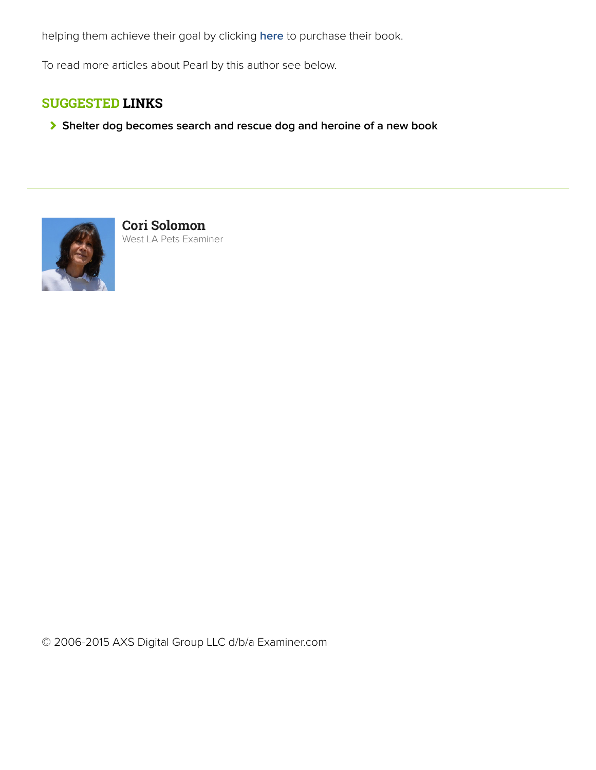helping them achieve their goal by clicking **here** to purchase their book.

To read more articles about Pearl by this author see below.

## SUGGESTED LINKS

- **Shelter dog becomes search and rescue dog and heroine of a new book**

---

**Cori Solomon**
West LA Pets Examiner

© 2006-2015 AXS Digital Group LLC d/b/a Examiner.com